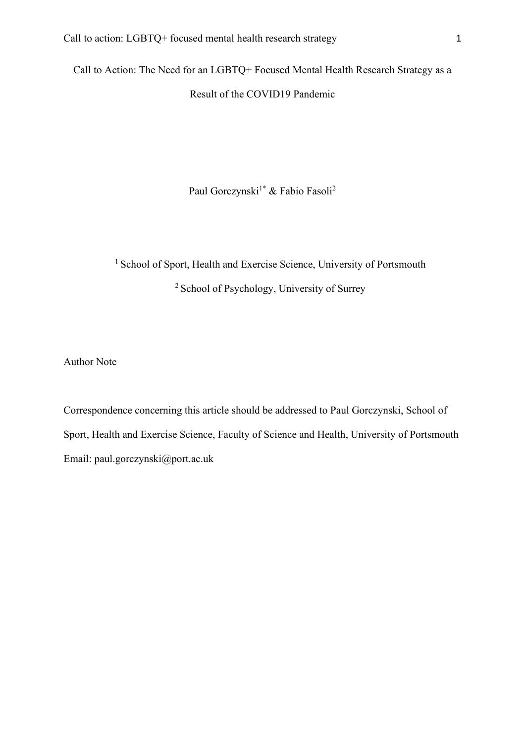# Call to Action: The Need for an LGBTQ+ Focused Mental Health Research Strategy as a Result of the COVID19 Pandemic

Paul Gorczynski[1*] & Fabio Fasoli[2]

[1] School of Sport, Health and Exercise Science, University of Portsmouth

[2] School of Psychology, University of Surrey

Author Note

Correspondence concerning this article should be addressed to Paul Gorczynski, School of Sport, Health and Exercise Science, Faculty of Science and Health, University of Portsmouth

Email: paul.gorczynski@port.ac.uk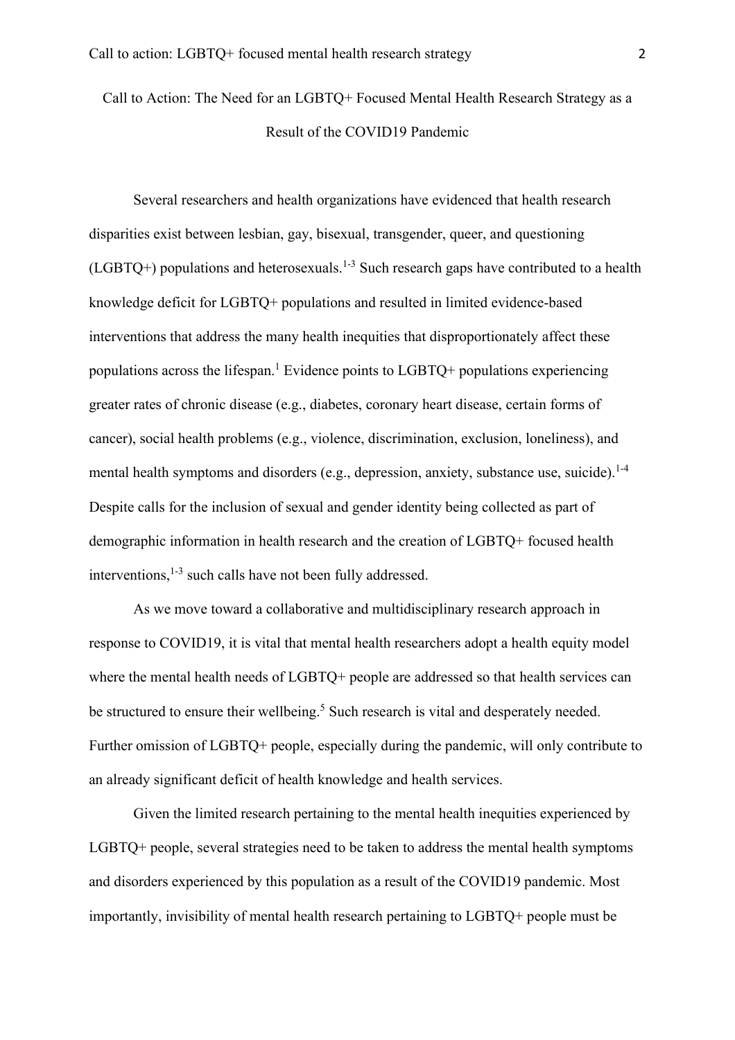# Call to Action: The Need for an LGBTQ+ Focused Mental Health Research Strategy as a Result of the COVID19 Pandemic

Several researchers and health organizations have evidenced that health research disparities exist between lesbian, gay, bisexual, transgender, queer, and questioning (LGBTQ+) populations and heterosexuals.[1-3] Such research gaps have contributed to a health knowledge deficit for LGBTQ+ populations and resulted in limited evidence-based interventions that address the many health inequities that disproportionately affect these populations across the lifespan.[1] Evidence points to LGBTQ+ populations experiencing greater rates of chronic disease (e.g., diabetes, coronary heart disease, certain forms of cancer), social health problems (e.g., violence, discrimination, exclusion, loneliness), and mental health symptoms and disorders (e.g., depression, anxiety, substance use, suicide).[1-4] Despite calls for the inclusion of sexual and gender identity being collected as part of demographic information in health research and the creation of LGBTQ+ focused health interventions,[1-3] such calls have not been fully addressed.

As we move toward a collaborative and multidisciplinary research approach in response to COVID19, it is vital that mental health researchers adopt a health equity model where the mental health needs of LGBTQ+ people are addressed so that health services can be structured to ensure their wellbeing.[5] Such research is vital and desperately needed. Further omission of LGBTQ+ people, especially during the pandemic, will only contribute to an already significant deficit of health knowledge and health services.

Given the limited research pertaining to the mental health inequities experienced by LGBTQ+ people, several strategies need to be taken to address the mental health symptoms and disorders experienced by this population as a result of the COVID19 pandemic. Most importantly, invisibility of mental health research pertaining to LGBTQ+ people must be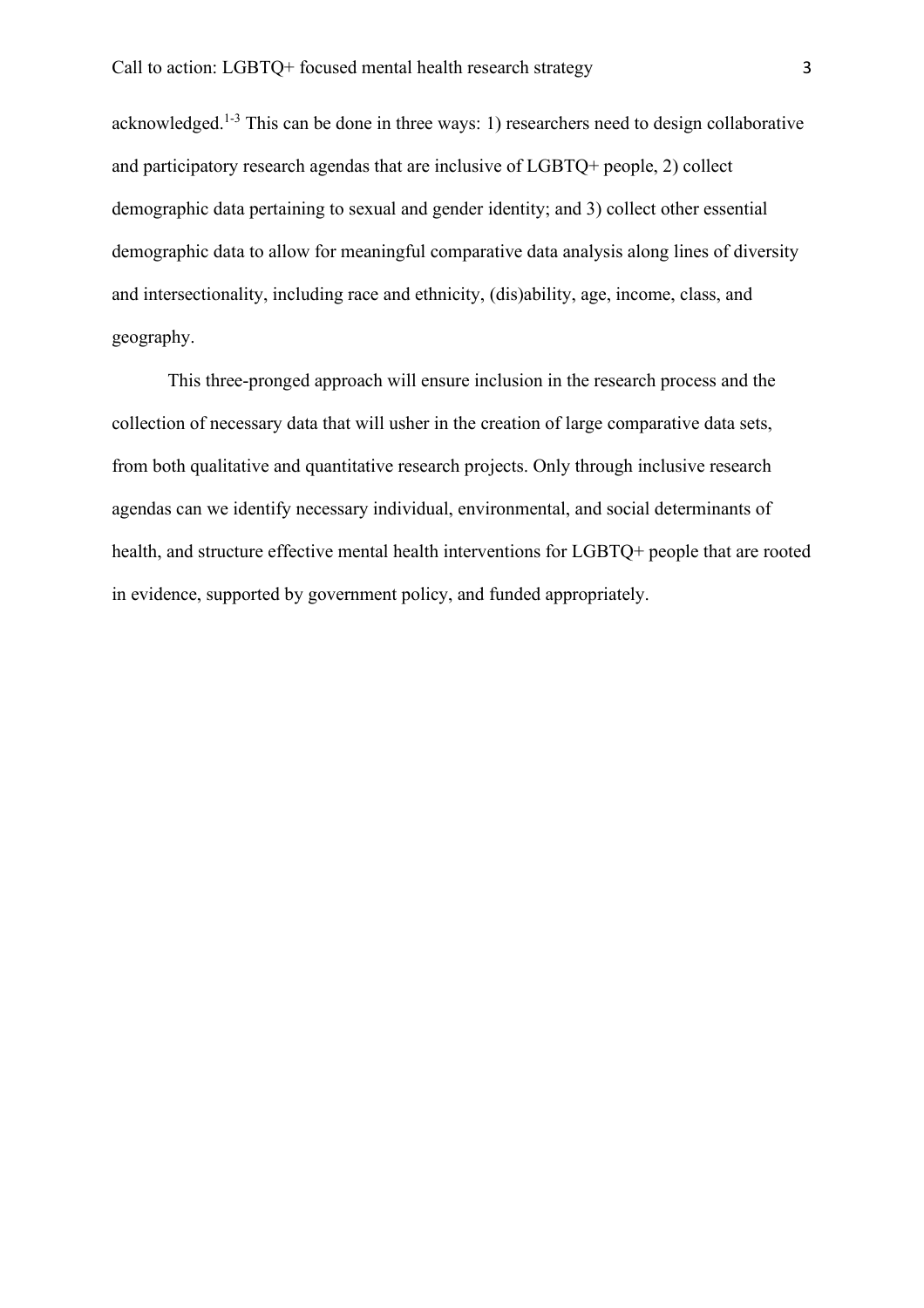acknowledged.[1-3] This can be done in three ways: 1) researchers need to design collaborative and participatory research agendas that are inclusive of LGBTQ+ people, 2) collect demographic data pertaining to sexual and gender identity; and 3) collect other essential demographic data to allow for meaningful comparative data analysis along lines of diversity and intersectionality, including race and ethnicity, (dis)ability, age, income, class, and geography.

This three-pronged approach will ensure inclusion in the research process and the collection of necessary data that will usher in the creation of large comparative data sets, from both qualitative and quantitative research projects. Only through inclusive research agendas can we identify necessary individual, environmental, and social determinants of health, and structure effective mental health interventions for LGBTQ+ people that are rooted in evidence, supported by government policy, and funded appropriately.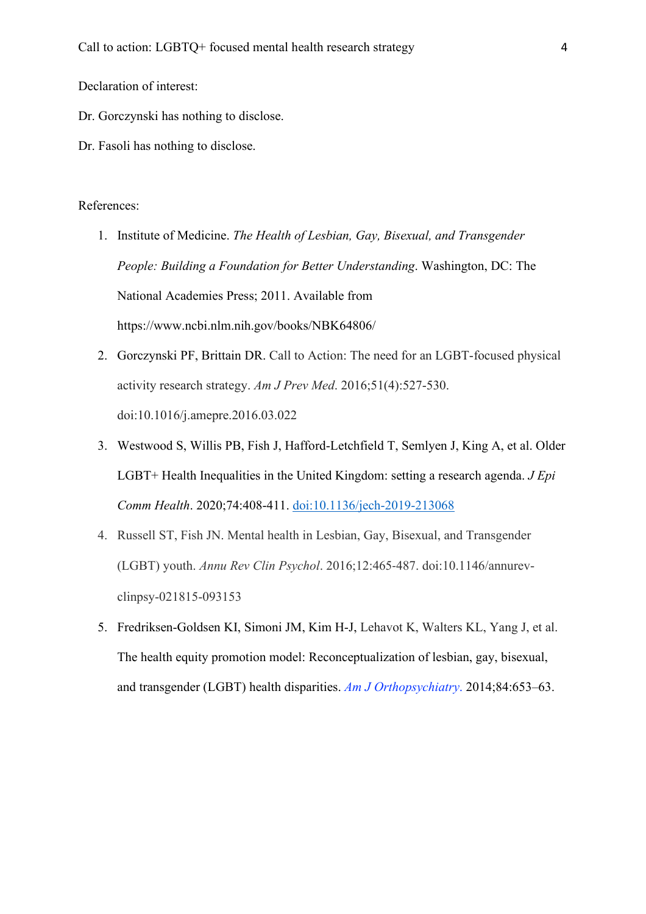Declaration of interest:

Dr. Gorczynski has nothing to disclose.

Dr. Fasoli has nothing to disclose.

References:

1. Institute of Medicine. *The Health of Lesbian, Gay, Bisexual, and Transgender People: Building a Foundation for Better Understanding*. Washington, DC: The National Academies Press; 2011. Available from https://www.ncbi.nlm.nih.gov/books/NBK64806/
2. Gorczynski PF, Brittain DR. Call to Action: The need for an LGBT-focused physical activity research strategy. *Am J Prev Med*. 2016;51(4):527-530. doi:10.1016/j.amepre.2016.03.022
3. Westwood S, Willis PB, Fish J, Hafford-Letchfield T, Semlyen J, King A, et al. Older LGBT+ Health Inequalities in the United Kingdom: setting a research agenda. *J Epi Comm Health*. 2020;74:408-411. doi:10.1136/jech-2019-213068
4. Russell ST, Fish JN. Mental health in Lesbian, Gay, Bisexual, and Transgender (LGBT) youth. *Annu Rev Clin Psychol*. 2016;12:465-487. doi:10.1146/annurev-clinpsy-021815-093153
5. Fredriksen-Goldsen KI, Simoni JM, Kim H-J, Lehavot K, Walters KL, Yang J, et al. The health equity promotion model: Reconceptualization of lesbian, gay, bisexual, and transgender (LGBT) health disparities. *Am J Orthopsychiatry*. 2014;84:653–63.